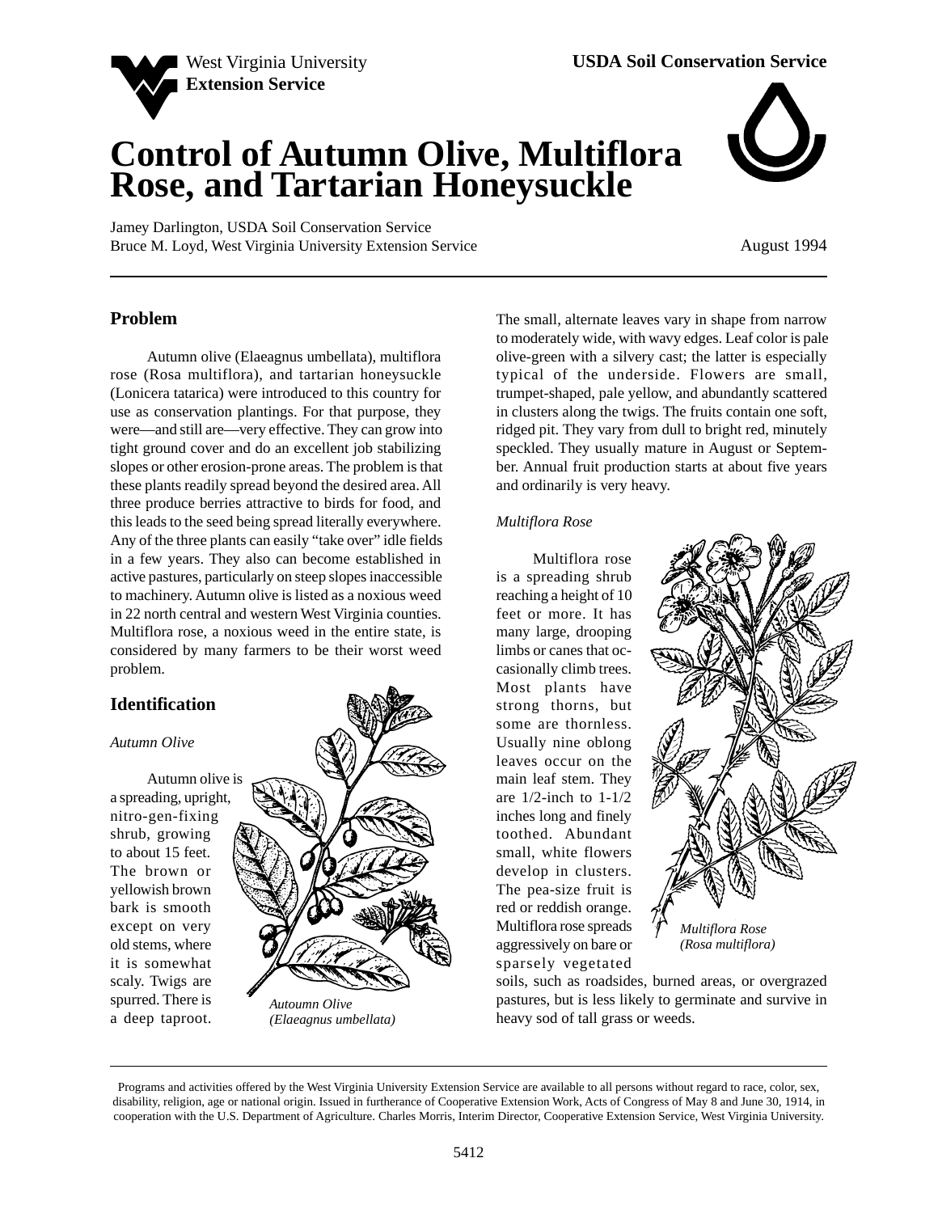West Virginia University
**Extension Service**

**USDA Soil Conservation Service**

# Control of Autumn Olive, Multiflora Rose, and Tartarian Honeysuckle

Jamey Darlington, USDA Soil Conservation Service
Bruce M. Loyd, West Virginia University Extension Service

August 1994

## Problem

Autumn olive (Elaeagnus umbellata), multiflora rose (Rosa multiflora), and tartarian honeysuckle (Lonicera tatarica) were introduced to this country for use as conservation plantings. For that purpose, they were—and still are—very effective. They can grow into tight ground cover and do an excellent job stabilizing slopes or other erosion-prone areas. The problem is that these plants readily spread beyond the desired area. All three produce berries attractive to birds for food, and this leads to the seed being spread literally everywhere. Any of the three plants can easily "take over" idle fields in a few years. They also can become established in active pastures, particularly on steep slopes inaccessible to machinery. Autumn olive is listed as a noxious weed in 22 north central and western West Virginia counties. Multiflora rose, a noxious weed in the entire state, is considered by many farmers to be their worst weed problem.

## Identification

### *Autumn Olive*

Autumn olive is a spreading, upright, nitro-gen-fixing shrub, growing to about 15 feet. The brown or yellowish brown bark is smooth except on very old stems, where it is somewhat scaly. Twigs are spurred. There is a deep taproot. The small, alternate leaves vary in shape from narrow to moderately wide, with wavy edges. Leaf color is pale olive-green with a silvery cast; the latter is especially typical of the underside. Flowers are small, trumpet-shaped, pale yellow, and abundantly scattered in clusters along the twigs. The fruits contain one soft, ridged pit. They vary from dull to bright red, minutely speckled. They usually mature in August or September. Annual fruit production starts at about five years and ordinarily is very heavy.

*Autoumn Olive (Elaeagnus umbellata)*

### *Multiflora Rose*

Multiflora rose is a spreading shrub reaching a height of 10 feet or more. It has many large, drooping limbs or canes that occasionally climb trees. Most plants have strong thorns, but some are thornless. Usually nine oblong leaves occur on the main leaf stem. They are 1/2-inch to 1-1/2 inches long and finely toothed. Abundant small, white flowers develop in clusters. The pea-size fruit is red or reddish orange. Multiflora rose spreads aggressively on bare or sparsely vegetated soils, such as roadsides, burned areas, or overgrazed pastures, but is less likely to germinate and survive in heavy sod of tall grass or weeds.

*Multiflora Rose (Rosa multiflora)*

Programs and activities offered by the West Virginia University Extension Service are available to all persons without regard to race, color, sex, disability, religion, age or national origin. Issued in furtherance of Cooperative Extension Work, Acts of Congress of May 8 and June 30, 1914, in cooperation with the U.S. Department of Agriculture. Charles Morris, Interim Director, Cooperative Extension Service, West Virginia University.

5412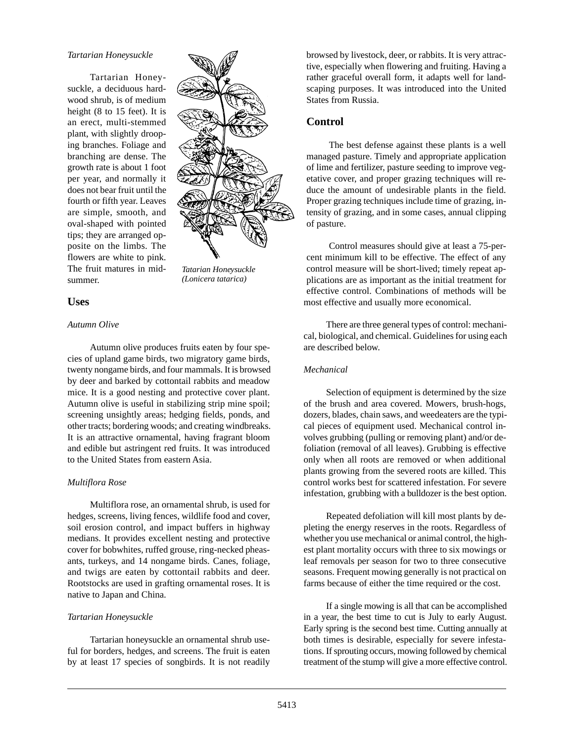*Tartarian Honeysuckle*

Tartarian Honeysuckle, a deciduous hardwood shrub, is of medium height (8 to 15 feet). It is an erect, multi-stemmed plant, with slightly drooping branches. Foliage and branching are dense. The growth rate is about 1 foot per year, and normally it does not bear fruit until the fourth or fifth year. Leaves are simple, smooth, and oval-shaped with pointed tips; they are arranged opposite on the limbs. The flowers are white to pink. The fruit matures in midsummer.

*Tatarian Honeysuckle (Lonicera tatarica)*

## Uses

*Autumn Olive*

Autumn olive produces fruits eaten by four species of upland game birds, two migratory game birds, twenty nongame birds, and four mammals. It is browsed by deer and barked by cottontail rabbits and meadow mice. It is a good nesting and protective cover plant. Autumn olive is useful in stabilizing strip mine spoil; screening unsightly areas; hedging fields, ponds, and other tracts; bordering woods; and creating windbreaks. It is an attractive ornamental, having fragrant bloom and edible but astringent red fruits. It was introduced to the United States from eastern Asia.

*Multiflora Rose*

Multiflora rose, an ornamental shrub, is used for hedges, screens, living fences, wildlife food and cover, soil erosion control, and impact buffers in highway medians. It provides excellent nesting and protective cover for bobwhites, ruffed grouse, ring-necked pheasants, turkeys, and 14 nongame birds. Canes, foliage, and twigs are eaten by cottontail rabbits and deer. Rootstocks are used in grafting ornamental roses. It is native to Japan and China.

*Tartarian Honeysuckle*

Tartarian honeysuckle an ornamental shrub useful for borders, hedges, and screens. The fruit is eaten by at least 17 species of songbirds. It is not readily browsed by livestock, deer, or rabbits. It is very attractive, especially when flowering and fruiting. Having a rather graceful overall form, it adapts well for landscaping purposes. It was introduced into the United States from Russia.

## Control

The best defense against these plants is a well managed pasture. Timely and appropriate application of lime and fertilizer, pasture seeding to improve vegetative cover, and proper grazing techniques will reduce the amount of undesirable plants in the field. Proper grazing techniques include time of grazing, intensity of grazing, and in some cases, annual clipping of pasture.

Control measures should give at least a 75-percent minimum kill to be effective. The effect of any control measure will be short-lived; timely repeat applications are as important as the initial treatment for effective control. Combinations of methods will be most effective and usually more economical.

There are three general types of control: mechanical, biological, and chemical. Guidelines for using each are described below.

*Mechanical*

Selection of equipment is determined by the size of the brush and area covered. Mowers, brush-hogs, dozers, blades, chain saws, and weedeaters are the typical pieces of equipment used. Mechanical control involves grubbing (pulling or removing plant) and/or defoliation (removal of all leaves). Grubbing is effective only when all roots are removed or when additional plants growing from the severed roots are killed. This control works best for scattered infestation. For severe infestation, grubbing with a bulldozer is the best option.

Repeated defoliation will kill most plants by depleting the energy reserves in the roots. Regardless of whether you use mechanical or animal control, the highest plant mortality occurs with three to six mowings or leaf removals per season for two to three consecutive seasons. Frequent mowing generally is not practical on farms because of either the time required or the cost.

If a single mowing is all that can be accomplished in a year, the best time to cut is July to early August. Early spring is the second best time. Cutting annually at both times is desirable, especially for severe infestations. If sprouting occurs, mowing followed by chemical treatment of the stump will give a more effective control.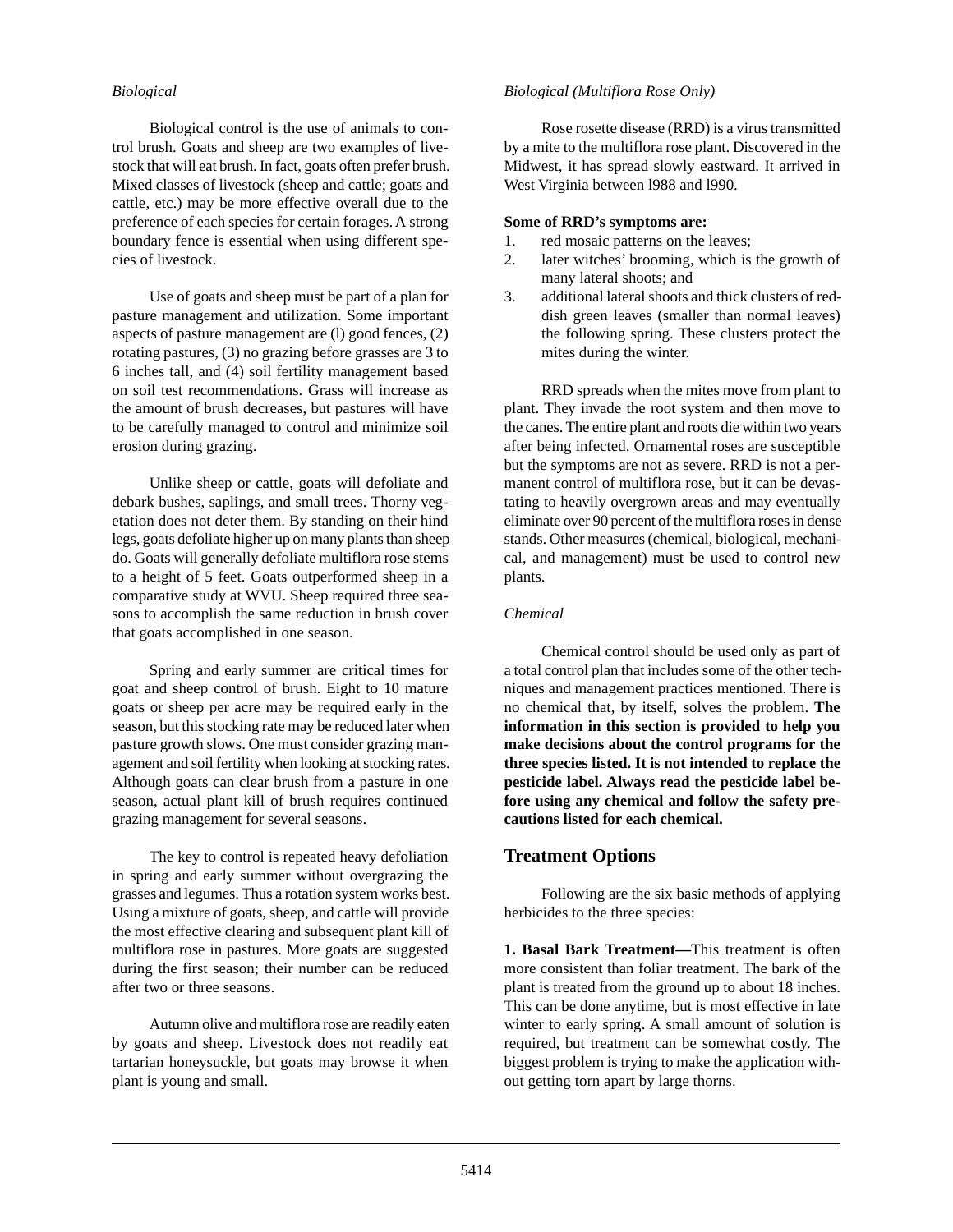*Biological*

Biological control is the use of animals to control brush. Goats and sheep are two examples of livestock that will eat brush. In fact, goats often prefer brush. Mixed classes of livestock (sheep and cattle; goats and cattle, etc.) may be more effective overall due to the preference of each species for certain forages. A strong boundary fence is essential when using different species of livestock.

Use of goats and sheep must be part of a plan for pasture management and utilization. Some important aspects of pasture management are (l) good fences, (2) rotating pastures, (3) no grazing before grasses are 3 to 6 inches tall, and (4) soil fertility management based on soil test recommendations. Grass will increase as the amount of brush decreases, but pastures will have to be carefully managed to control and minimize soil erosion during grazing.

Unlike sheep or cattle, goats will defoliate and debark bushes, saplings, and small trees. Thorny vegetation does not deter them. By standing on their hind legs, goats defoliate higher up on many plants than sheep do. Goats will generally defoliate multiflora rose stems to a height of 5 feet. Goats outperformed sheep in a comparative study at WVU. Sheep required three seasons to accomplish the same reduction in brush cover that goats accomplished in one season.

Spring and early summer are critical times for goat and sheep control of brush. Eight to 10 mature goats or sheep per acre may be required early in the season, but this stocking rate may be reduced later when pasture growth slows. One must consider grazing management and soil fertility when looking at stocking rates. Although goats can clear brush from a pasture in one season, actual plant kill of brush requires continued grazing management for several seasons.

The key to control is repeated heavy defoliation in spring and early summer without overgrazing the grasses and legumes. Thus a rotation system works best. Using a mixture of goats, sheep, and cattle will provide the most effective clearing and subsequent plant kill of multiflora rose in pastures. More goats are suggested during the first season; their number can be reduced after two or three seasons.

Autumn olive and multiflora rose are readily eaten by goats and sheep. Livestock does not readily eat tartarian honeysuckle, but goats may browse it when plant is young and small.

*Biological (Multiflora Rose Only)*

Rose rosette disease (RRD) is a virus transmitted by a mite to the multiflora rose plant. Discovered in the Midwest, it has spread slowly eastward. It arrived in West Virginia between l988 and l990.

**Some of RRD's symptoms are:**

1. red mosaic patterns on the leaves;
2. later witches' brooming, which is the growth of many lateral shoots; and
3. additional lateral shoots and thick clusters of reddish green leaves (smaller than normal leaves) the following spring. These clusters protect the mites during the winter.

RRD spreads when the mites move from plant to plant. They invade the root system and then move to the canes. The entire plant and roots die within two years after being infected. Ornamental roses are susceptible but the symptoms are not as severe. RRD is not a permanent control of multiflora rose, but it can be devastating to heavily overgrown areas and may eventually eliminate over 90 percent of the multiflora roses in dense stands. Other measures (chemical, biological, mechanical, and management) must be used to control new plants.

*Chemical*

Chemical control should be used only as part of a total control plan that includes some of the other techniques and management practices mentioned. There is no chemical that, by itself, solves the problem. **The information in this section is provided to help you make decisions about the control programs for the three species listed. It is not intended to replace the pesticide label. Always read the pesticide label before using any chemical and follow the safety precautions listed for each chemical.**

## Treatment Options

Following are the six basic methods of applying herbicides to the three species:

**1. Basal Bark Treatment—**This treatment is often more consistent than foliar treatment. The bark of the plant is treated from the ground up to about 18 inches. This can be done anytime, but is most effective in late winter to early spring. A small amount of solution is required, but treatment can be somewhat costly. The biggest problem is trying to make the application without getting torn apart by large thorns.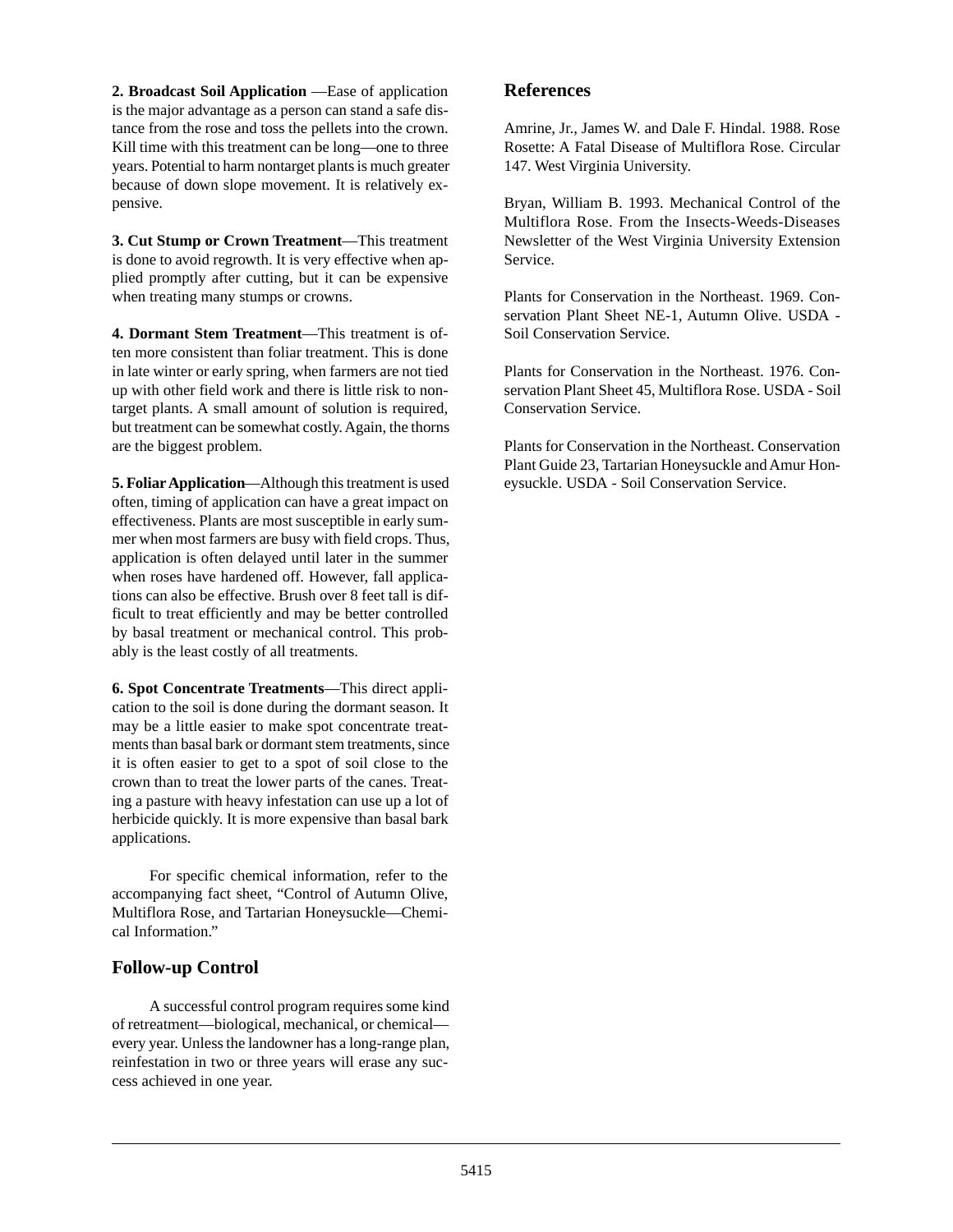**2. Broadcast Soil Application** —Ease of application is the major advantage as a person can stand a safe distance from the rose and toss the pellets into the crown. Kill time with this treatment can be long—one to three years. Potential to harm nontarget plants is much greater because of down slope movement. It is relatively expensive.

**3. Cut Stump or Crown Treatment**—This treatment is done to avoid regrowth. It is very effective when applied promptly after cutting, but it can be expensive when treating many stumps or crowns.

**4. Dormant Stem Treatment**—This treatment is often more consistent than foliar treatment. This is done in late winter or early spring, when farmers are not tied up with other field work and there is little risk to nontarget plants. A small amount of solution is required, but treatment can be somewhat costly. Again, the thorns are the biggest problem.

**5. Foliar Application**—Although this treatment is used often, timing of application can have a great impact on effectiveness. Plants are most susceptible in early summer when most farmers are busy with field crops. Thus, application is often delayed until later in the summer when roses have hardened off. However, fall applications can also be effective. Brush over 8 feet tall is difficult to treat efficiently and may be better controlled by basal treatment or mechanical control. This probably is the least costly of all treatments.

**6. Spot Concentrate Treatments**—This direct application to the soil is done during the dormant season. It may be a little easier to make spot concentrate treatments than basal bark or dormant stem treatments, since it is often easier to get to a spot of soil close to the crown than to treat the lower parts of the canes. Treating a pasture with heavy infestation can use up a lot of herbicide quickly. It is more expensive than basal bark applications.

For specific chemical information, refer to the accompanying fact sheet, "Control of Autumn Olive, Multiflora Rose, and Tartarian Honeysuckle—Chemical Information."

## Follow-up Control

A successful control program requires some kind of retreatment—biological, mechanical, or chemical—every year. Unless the landowner has a long-range plan, reinfestation in two or three years will erase any success achieved in one year.

## References

Amrine, Jr., James W. and Dale F. Hindal. 1988. Rose Rosette: A Fatal Disease of Multiflora Rose. Circular 147. West Virginia University.

Bryan, William B. 1993. Mechanical Control of the Multiflora Rose. From the Insects-Weeds-Diseases Newsletter of the West Virginia University Extension Service.

Plants for Conservation in the Northeast. 1969. Conservation Plant Sheet NE-1, Autumn Olive. USDA - Soil Conservation Service.

Plants for Conservation in the Northeast. 1976. Conservation Plant Sheet 45, Multiflora Rose. USDA - Soil Conservation Service.

Plants for Conservation in the Northeast. Conservation Plant Guide 23, Tartarian Honeysuckle and Amur Honeysuckle. USDA - Soil Conservation Service.